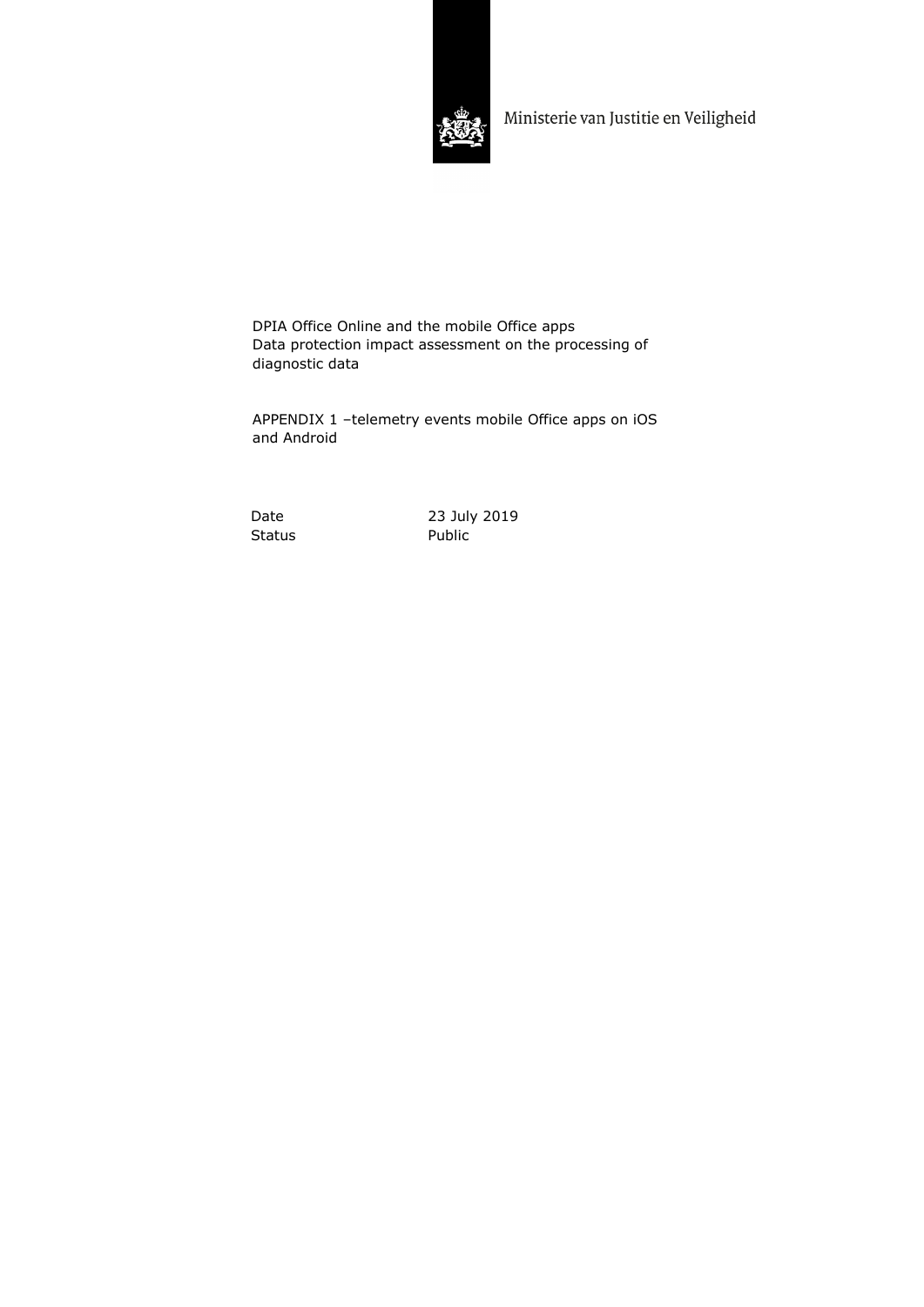Ministerie van Justitie en Veiligheid

DPIA Office Online and the mobile Office apps
Data protection impact assessment on the processing of diagnostic data

APPENDIX 1 –telemetry events mobile Office apps on iOS and Android

| | |
|---|---|
| Date | 23 July 2019 |
| Status | Public |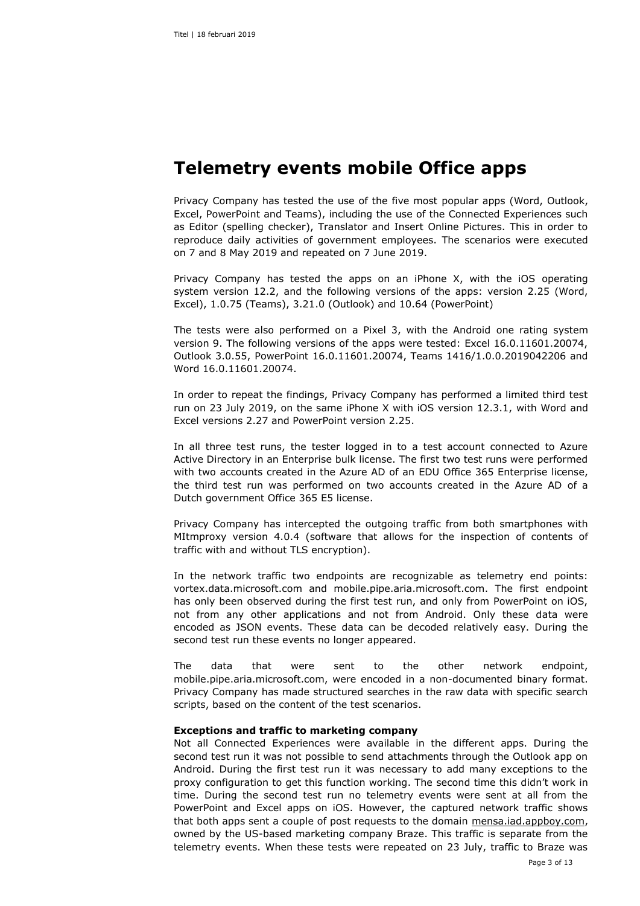# Telemetry events mobile Office apps

Privacy Company has tested the use of the five most popular apps (Word, Outlook, Excel, PowerPoint and Teams), including the use of the Connected Experiences such as Editor (spelling checker), Translator and Insert Online Pictures. This in order to reproduce daily activities of government employees. The scenarios were executed on 7 and 8 May 2019 and repeated on 7 June 2019.

Privacy Company has tested the apps on an iPhone X, with the iOS operating system version 12.2, and the following versions of the apps: version 2.25 (Word, Excel), 1.0.75 (Teams), 3.21.0 (Outlook) and 10.64 (PowerPoint)

The tests were also performed on a Pixel 3, with the Android one rating system version 9. The following versions of the apps were tested: Excel 16.0.11601.20074, Outlook 3.0.55, PowerPoint 16.0.11601.20074, Teams 1416/1.0.0.2019042206 and Word 16.0.11601.20074.

In order to repeat the findings, Privacy Company has performed a limited third test run on 23 July 2019, on the same iPhone X with iOS version 12.3.1, with Word and Excel versions 2.27 and PowerPoint version 2.25.

In all three test runs, the tester logged in to a test account connected to Azure Active Directory in an Enterprise bulk license. The first two test runs were performed with two accounts created in the Azure AD of an EDU Office 365 Enterprise license, the third test run was performed on two accounts created in the Azure AD of a Dutch government Office 365 E5 license.

Privacy Company has intercepted the outgoing traffic from both smartphones with MItmproxy version 4.0.4 (software that allows for the inspection of contents of traffic with and without TLS encryption).

In the network traffic two endpoints are recognizable as telemetry end points: vortex.data.microsoft.com and mobile.pipe.aria.microsoft.com. The first endpoint has only been observed during the first test run, and only from PowerPoint on iOS, not from any other applications and not from Android. Only these data were encoded as JSON events. These data can be decoded relatively easy. During the second test run these events no longer appeared.

The data that were sent to the other network endpoint, mobile.pipe.aria.microsoft.com, were encoded in a non-documented binary format. Privacy Company has made structured searches in the raw data with specific search scripts, based on the content of the test scenarios.

**Exceptions and traffic to marketing company**

Not all Connected Experiences were available in the different apps. During the second test run it was not possible to send attachments through the Outlook app on Android. During the first test run it was necessary to add many exceptions to the proxy configuration to get this function working. The second time this didn't work in time. During the second test run no telemetry events were sent at all from the PowerPoint and Excel apps on iOS. However, the captured network traffic shows that both apps sent a couple of post requests to the domain mensa.iad.appboy.com, owned by the US-based marketing company Braze. This traffic is separate from the telemetry events. When these tests were repeated on 23 July, traffic to Braze was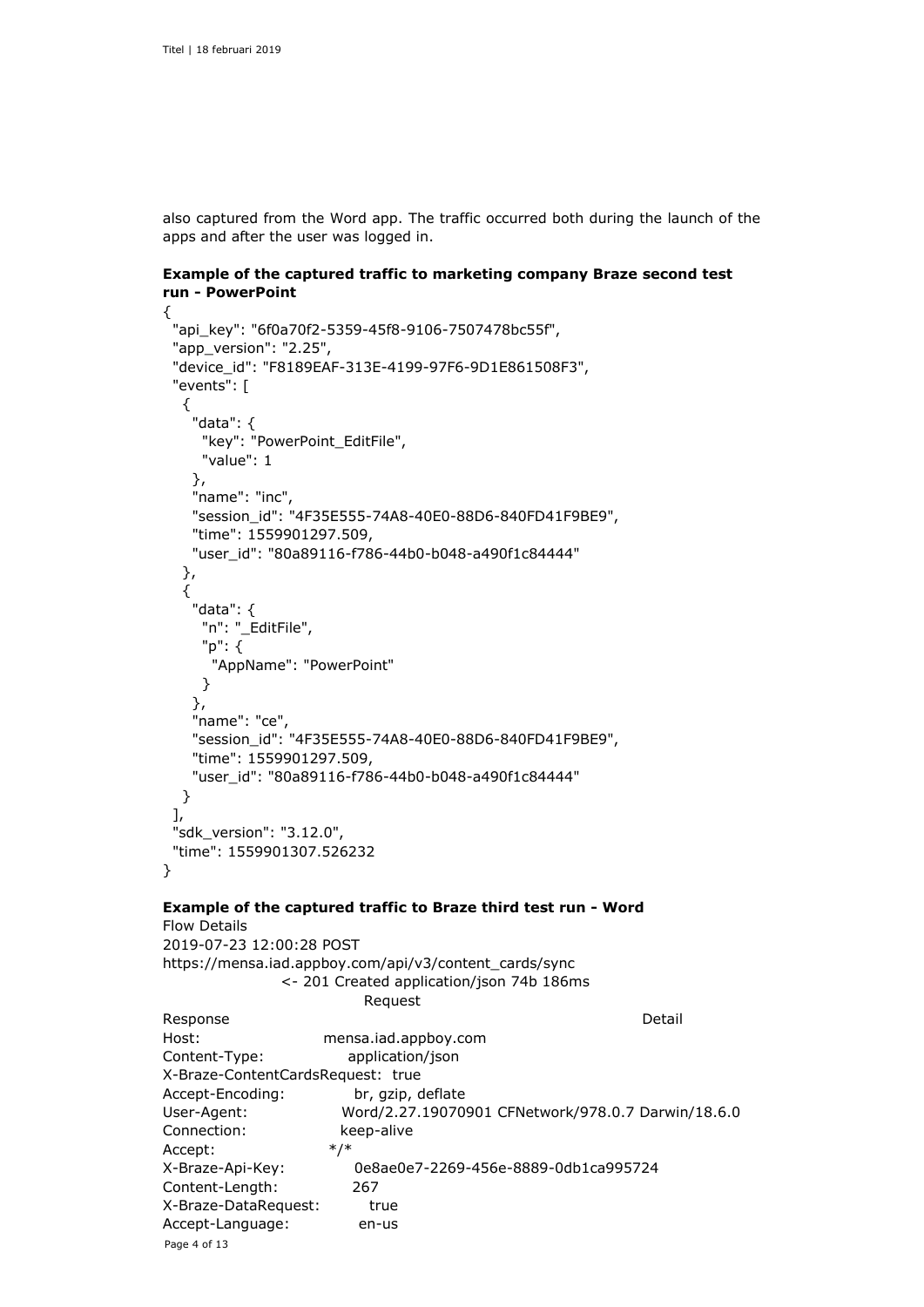also captured from the Word app. The traffic occurred both during the launch of the apps and after the user was logged in.

**Example of the captured traffic to marketing company Braze second test run - PowerPoint**

```
{
  "api_key": "6f0a70f2-5359-45f8-9106-7507478bc55f",
  "app_version": "2.25",
  "device_id": "F8189EAF-313E-4199-97F6-9D1E861508F3",
  "events": [
    {
      "data": {
        "key": "PowerPoint_EditFile",
        "value": 1
      },
      "name": "inc",
      "session_id": "4F35E555-74A8-40E0-88D6-840FD41F9BE9",
      "time": 1559901297.509,
      "user_id": "80a89116-f786-44b0-b048-a490f1c84444"
    },
    {
      "data": {
        "n": "_EditFile",
        "p": {
          "AppName": "PowerPoint"
        }
      },
      "name": "ce",
      "session_id": "4F35E555-74A8-40E0-88D6-840FD41F9BE9",
      "time": 1559901297.509,
      "user_id": "80a89116-f786-44b0-b048-a490f1c84444"
    }
  ],
  "sdk_version": "3.12.0",
  "time": 1559901307.526232
}
```

**Example of the captured traffic to Braze third test run - Word**

```
Flow Details
2019-07-23 12:00:28 POST
https://mensa.iad.appboy.com/api/v3/content_cards/sync
                    <- 201 Created application/json 74b 186ms
                              Request
Response                                                                    Detail
Host:                    mensa.iad.appboy.com
Content-Type:              application/json
X-Braze-ContentCardsRequest:  true
Accept-Encoding:            br, gzip, deflate
User-Agent:                Word/2.27.19070901 CFNetwork/978.0.7 Darwin/18.6.0
Connection:                keep-alive
Accept:                 */*
X-Braze-Api-Key:            0e8ae0e7-2269-456e-8889-0db1ca995724
Content-Length:            267
X-Braze-DataRequest:         true
Accept-Language:            en-us
```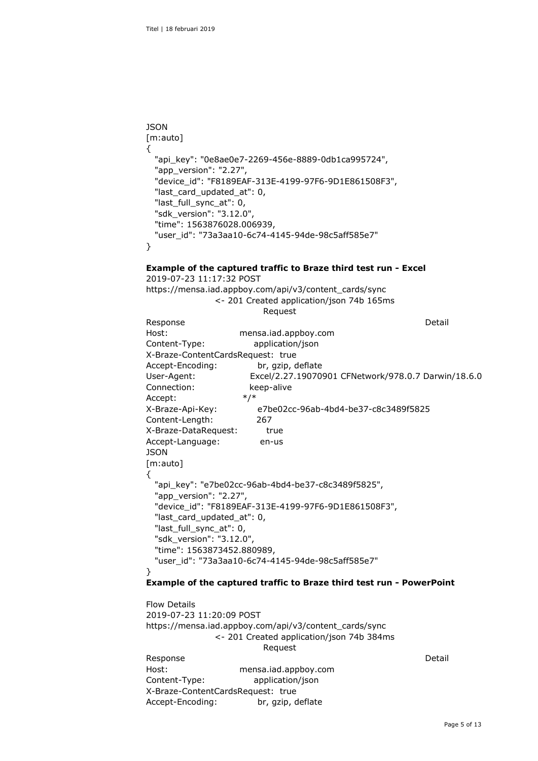JSON
[m:auto]

```
{
  "api_key": "0e8ae0e7-2269-456e-8889-0db1ca995724",
  "app_version": "2.27",
  "device_id": "F8189EAF-313E-4199-97F6-9D1E861508F3",
  "last_card_updated_at": 0,
  "last_full_sync_at": 0,
  "sdk_version": "3.12.0",
  "time": 1563876028.006939,
  "user_id": "73a3aa10-6c74-4145-94de-98c5aff585e7"
}
```

**Example of the captured traffic to Braze third test run - Excel**

2019-07-23 11:17:32 POST
https://mensa.iad.appboy.com/api/v3/content_cards/sync
<- 201 Created application/json 74b 165ms
Request
Response Detail

```
Host:                          mensa.iad.appboy.com
Content-Type:                  application/json
X-Braze-ContentCardsRequest:   true
Accept-Encoding:               br, gzip, deflate
User-Agent:                    Excel/2.27.19070901 CFNetwork/978.0.7 Darwin/18.6.0
Connection:                    keep-alive
Accept:                        */*
X-Braze-Api-Key:               e7be02cc-96ab-4bd4-be37-c8c3489f5825
Content-Length:                267
X-Braze-DataRequest:           true
Accept-Language:               en-us
```

JSON
[m:auto]

```
{
  "api_key": "e7be02cc-96ab-4bd4-be37-c8c3489f5825",
  "app_version": "2.27",
  "device_id": "F8189EAF-313E-4199-97F6-9D1E861508F3",
  "last_card_updated_at": 0,
  "last_full_sync_at": 0,
  "sdk_version": "3.12.0",
  "time": 1563873452.880989,
  "user_id": "73a3aa10-6c74-4145-94de-98c5aff585e7"
}
```

**Example of the captured traffic to Braze third test run - PowerPoint**

Flow Details
2019-07-23 11:20:09 POST
https://mensa.iad.appboy.com/api/v3/content_cards/sync
<- 201 Created application/json 74b 384ms
Request
Response Detail

```
Host:                          mensa.iad.appboy.com
Content-Type:                  application/json
X-Braze-ContentCardsRequest:   true
Accept-Encoding:               br, gzip, deflate
```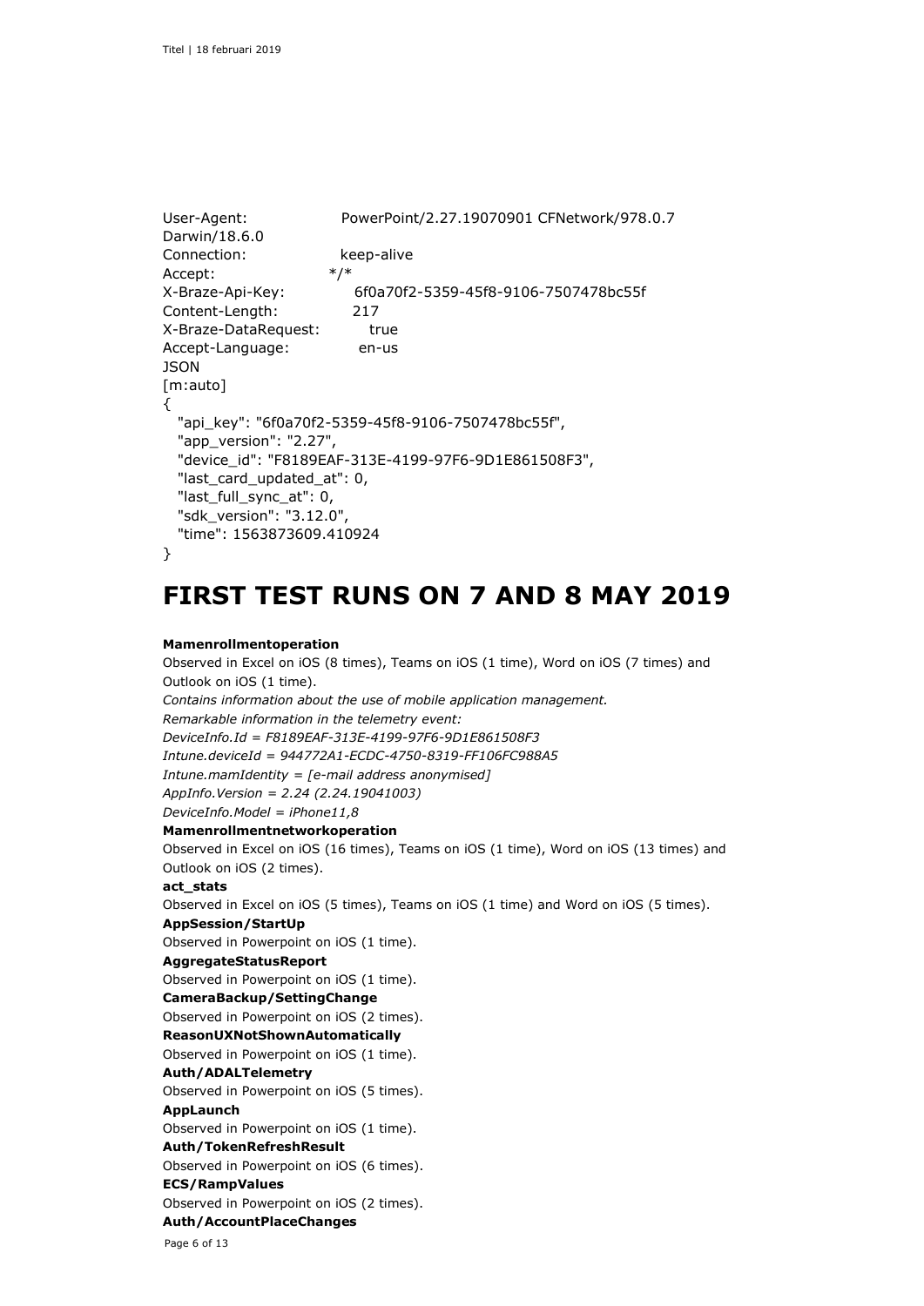```
User-Agent:              PowerPoint/2.27.19070901 CFNetwork/978.0.7
Darwin/18.6.0
Connection:              keep-alive
Accept:                  */*
X-Braze-Api-Key:         6f0a70f2-5359-45f8-9106-7507478bc55f
Content-Length:          217
X-Braze-DataRequest:     true
Accept-Language:         en-us
JSON
[m:auto]
{
  "api_key": "6f0a70f2-5359-45f8-9106-7507478bc55f",
  "app_version": "2.27",
  "device_id": "F8189EAF-313E-4199-97F6-9D1E861508F3",
  "last_card_updated_at": 0,
  "last_full_sync_at": 0,
  "sdk_version": "3.12.0",
  "time": 1563873609.410924
}
```

# FIRST TEST RUNS ON 7 AND 8 MAY 2019

**Mamenrollmentoperation**

Observed in Excel on iOS (8 times), Teams on iOS (1 time), Word on iOS (7 times) and Outlook on iOS (1 time).

*Contains information about the use of mobile application management.*
*Remarkable information in the telemetry event:*
*DeviceInfo.Id = F8189EAF-313E-4199-97F6-9D1E861508F3*
*Intune.deviceId = 944772A1-ECDC-4750-8319-FF106FC988A5*
*Intune.mamIdentity = [e-mail address anonymised]*
*AppInfo.Version = 2.24 (2.24.19041003)*
*DeviceInfo.Model = iPhone11,8*

**Mamenrollmentnetworkoperation**

Observed in Excel on iOS (16 times), Teams on iOS (1 time), Word on iOS (13 times) and Outlook on iOS (2 times).

**act_stats**

Observed in Excel on iOS (5 times), Teams on iOS (1 time) and Word on iOS (5 times).

**AppSession/StartUp**

Observed in Powerpoint on iOS (1 time).

**AggregateStatusReport**

Observed in Powerpoint on iOS (1 time).

**CameraBackup/SettingChange**

Observed in Powerpoint on iOS (2 times).

**ReasonUXNotShownAutomatically**

Observed in Powerpoint on iOS (1 time).

**Auth/ADALTelemetry**

Observed in Powerpoint on iOS (5 times).

**AppLaunch**

Observed in Powerpoint on iOS (1 time).

**Auth/TokenRefreshResult**

Observed in Powerpoint on iOS (6 times).

**ECS/RampValues**

Observed in Powerpoint on iOS (2 times).

**Auth/AccountPlaceChanges**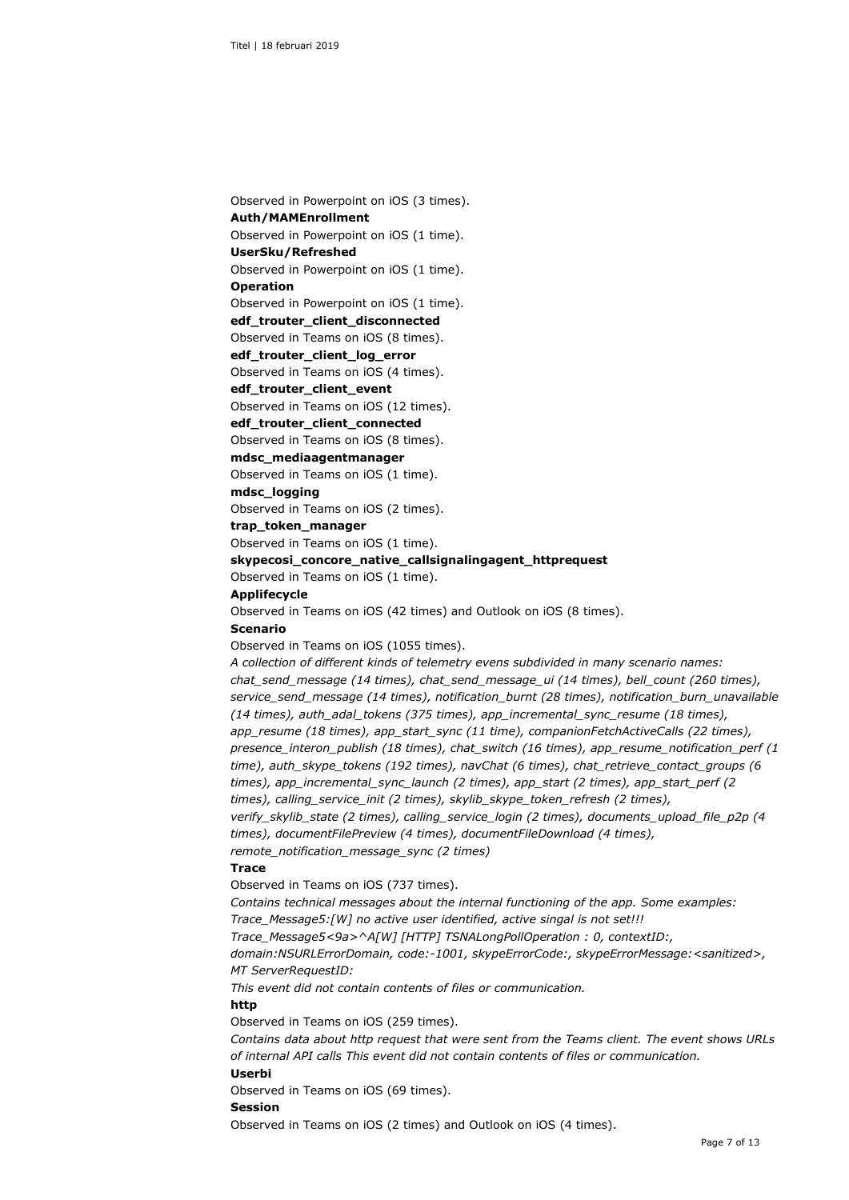Observed in Powerpoint on iOS (3 times).

**Auth/MAMEnrollment**

Observed in Powerpoint on iOS (1 time).

**UserSku/Refreshed**

Observed in Powerpoint on iOS (1 time).

**Operation**

Observed in Powerpoint on iOS (1 time).

**edf_trouter_client_disconnected**

Observed in Teams on iOS (8 times).

**edf_trouter_client_log_error**

Observed in Teams on iOS (4 times).

**edf_trouter_client_event**

Observed in Teams on iOS (12 times).

**edf_trouter_client_connected**

Observed in Teams on iOS (8 times).

**mdsc_mediaagentmanager**

Observed in Teams on iOS (1 time).

**mdsc_logging**

Observed in Teams on iOS (2 times).

**trap_token_manager**

Observed in Teams on iOS (1 time).

**skypecosi_concore_native_callsignalingagent_httprequest**

Observed in Teams on iOS (1 time).

**Applifecycle**

Observed in Teams on iOS (42 times) and Outlook on iOS (8 times).

**Scenario**

Observed in Teams on iOS (1055 times).

*A collection of different kinds of telemetry evens subdivided in many scenario names: chat_send_message (14 times), chat_send_message_ui (14 times), bell_count (260 times), service_send_message (14 times), notification_burnt (28 times), notification_burn_unavailable (14 times), auth_adal_tokens (375 times), app_incremental_sync_resume (18 times), app_resume (18 times), app_start_sync (11 time), companionFetchActiveCalls (22 times), presence_interon_publish (18 times), chat_switch (16 times), app_resume_notification_perf (1 time), auth_skype_tokens (192 times), navChat (6 times), chat_retrieve_contact_groups (6 times), app_incremental_sync_launch (2 times), app_start (2 times), app_start_perf (2 times), calling_service_init (2 times), skylib_skype_token_refresh (2 times), verify_skylib_state (2 times), calling_service_login (2 times), documents_upload_file_p2p (4 times), documentFilePreview (4 times), documentFileDownload (4 times), remote_notification_message_sync (2 times)*

**Trace**

Observed in Teams on iOS (737 times).

*Contains technical messages about the internal functioning of the app. Some examples:*
*Trace_Message5:[W] no active user identified, active singal is not set!!!*
*Trace_Message5<9a>^A[W] [HTTP] TSNALongPollOperation : 0, contextID:, domain:NSURLErrorDomain, code:-1001, skypeErrorCode:, skypeErrorMessage:<sanitized>, MT ServerRequestID:*

*This event did not contain contents of files or communication.*

**http**

Observed in Teams on iOS (259 times).

*Contains data about http request that were sent from the Teams client. The event shows URLs of internal API calls This event did not contain contents of files or communication.*

**Userbi**

Observed in Teams on iOS (69 times).

**Session**

Observed in Teams on iOS (2 times) and Outlook on iOS (4 times).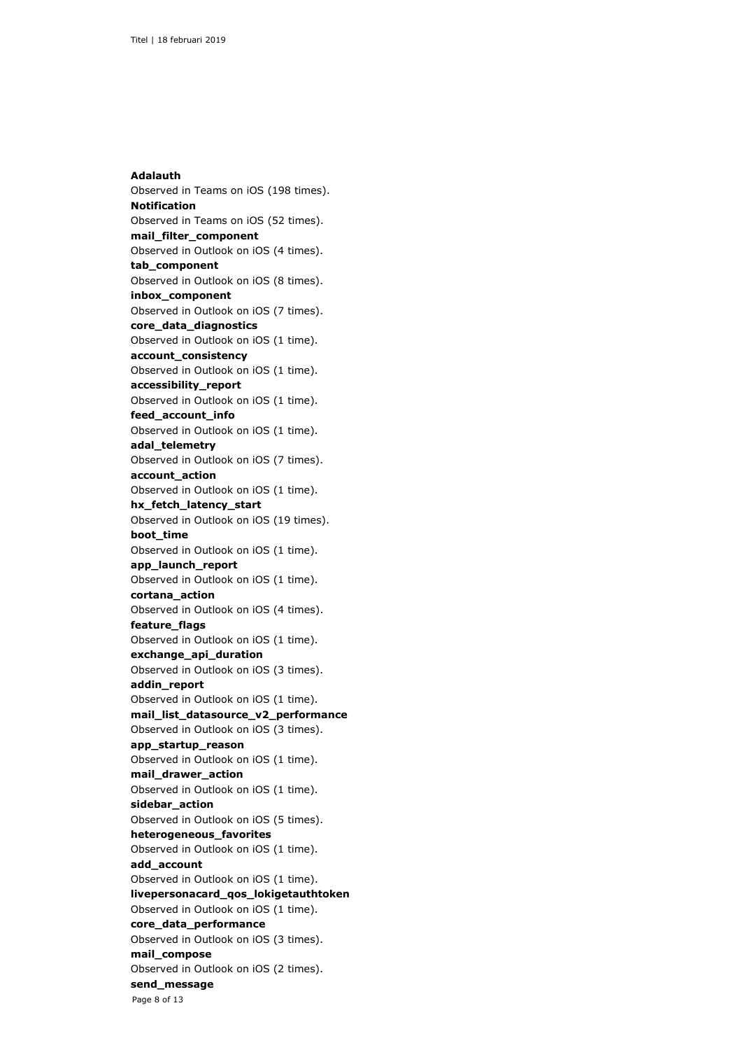**Adalauth**
Observed in Teams on iOS (198 times).
**Notification**
Observed in Teams on iOS (52 times).
**mail_filter_component**
Observed in Outlook on iOS (4 times).
**tab_component**
Observed in Outlook on iOS (8 times).
**inbox_component**
Observed in Outlook on iOS (7 times).
**core_data_diagnostics**
Observed in Outlook on iOS (1 time).
**account_consistency**
Observed in Outlook on iOS (1 time).
**accessibility_report**
Observed in Outlook on iOS (1 time).
**feed_account_info**
Observed in Outlook on iOS (1 time).
**adal_telemetry**
Observed in Outlook on iOS (7 times).
**account_action**
Observed in Outlook on iOS (1 time).
**hx_fetch_latency_start**
Observed in Outlook on iOS (19 times).
**boot_time**
Observed in Outlook on iOS (1 time).
**app_launch_report**
Observed in Outlook on iOS (1 time).
**cortana_action**
Observed in Outlook on iOS (4 times).
**feature_flags**
Observed in Outlook on iOS (1 time).
**exchange_api_duration**
Observed in Outlook on iOS (3 times).
**addin_report**
Observed in Outlook on iOS (1 time).
**mail_list_datasource_v2_performance**
Observed in Outlook on iOS (3 times).
**app_startup_reason**
Observed in Outlook on iOS (1 time).
**mail_drawer_action**
Observed in Outlook on iOS (1 time).
**sidebar_action**
Observed in Outlook on iOS (5 times).
**heterogeneous_favorites**
Observed in Outlook on iOS (1 time).
**add_account**
Observed in Outlook on iOS (1 time).
**livepersonacard_qos_lokigetauthtoken**
Observed in Outlook on iOS (1 time).
**core_data_performance**
Observed in Outlook on iOS (3 times).
**mail_compose**
Observed in Outlook on iOS (2 times).
**send_message**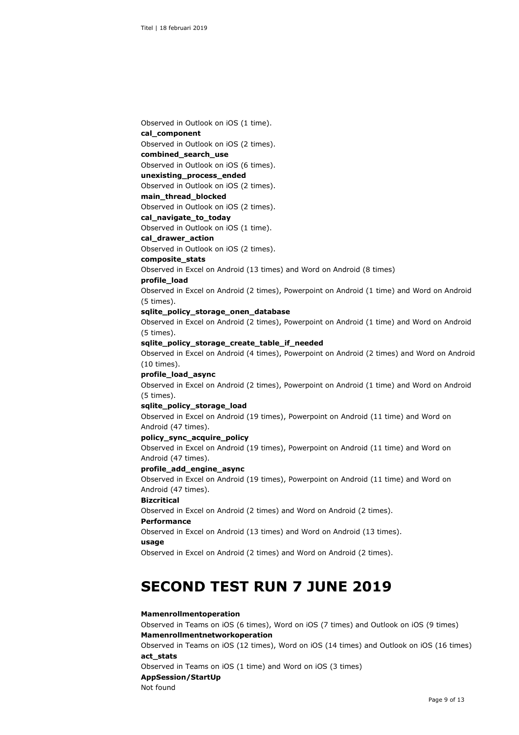Observed in Outlook on iOS (1 time).

**cal_component**

Observed in Outlook on iOS (2 times).

**combined_search_use**

Observed in Outlook on iOS (6 times).

**unexisting_process_ended**

Observed in Outlook on iOS (2 times).

**main_thread_blocked**

Observed in Outlook on iOS (2 times).

**cal_navigate_to_today**

Observed in Outlook on iOS (1 time).

**cal_drawer_action**

Observed in Outlook on iOS (2 times).

**composite_stats**

Observed in Excel on Android (13 times) and Word on Android (8 times)

**profile_load**

Observed in Excel on Android (2 times), Powerpoint on Android (1 time) and Word on Android (5 times).

**sqlite_policy_storage_onen_database**

Observed in Excel on Android (2 times), Powerpoint on Android (1 time) and Word on Android (5 times).

**sqlite_policy_storage_create_table_if_needed**

Observed in Excel on Android (4 times), Powerpoint on Android (2 times) and Word on Android (10 times).

**profile_load_async**

Observed in Excel on Android (2 times), Powerpoint on Android (1 time) and Word on Android (5 times).

**sqlite_policy_storage_load**

Observed in Excel on Android (19 times), Powerpoint on Android (11 time) and Word on Android (47 times).

**policy_sync_acquire_policy**

Observed in Excel on Android (19 times), Powerpoint on Android (11 time) and Word on Android (47 times).

**profile_add_engine_async**

Observed in Excel on Android (19 times), Powerpoint on Android (11 time) and Word on Android (47 times).

**Bizcritical**

Observed in Excel on Android (2 times) and Word on Android (2 times).

**Performance**

Observed in Excel on Android (13 times) and Word on Android (13 times).

**usage**

Observed in Excel on Android (2 times) and Word on Android (2 times).

# SECOND TEST RUN 7 JUNE 2019

**Mamenrollmentoperation**

Observed in Teams on iOS (6 times), Word on iOS (7 times) and Outlook on iOS (9 times)

**Mamenrollmentnetworkoperation**

Observed in Teams on iOS (12 times), Word on iOS (14 times) and Outlook on iOS (16 times)

**act_stats**

Observed in Teams on iOS (1 time) and Word on iOS (3 times)

**AppSession/StartUp**

Not found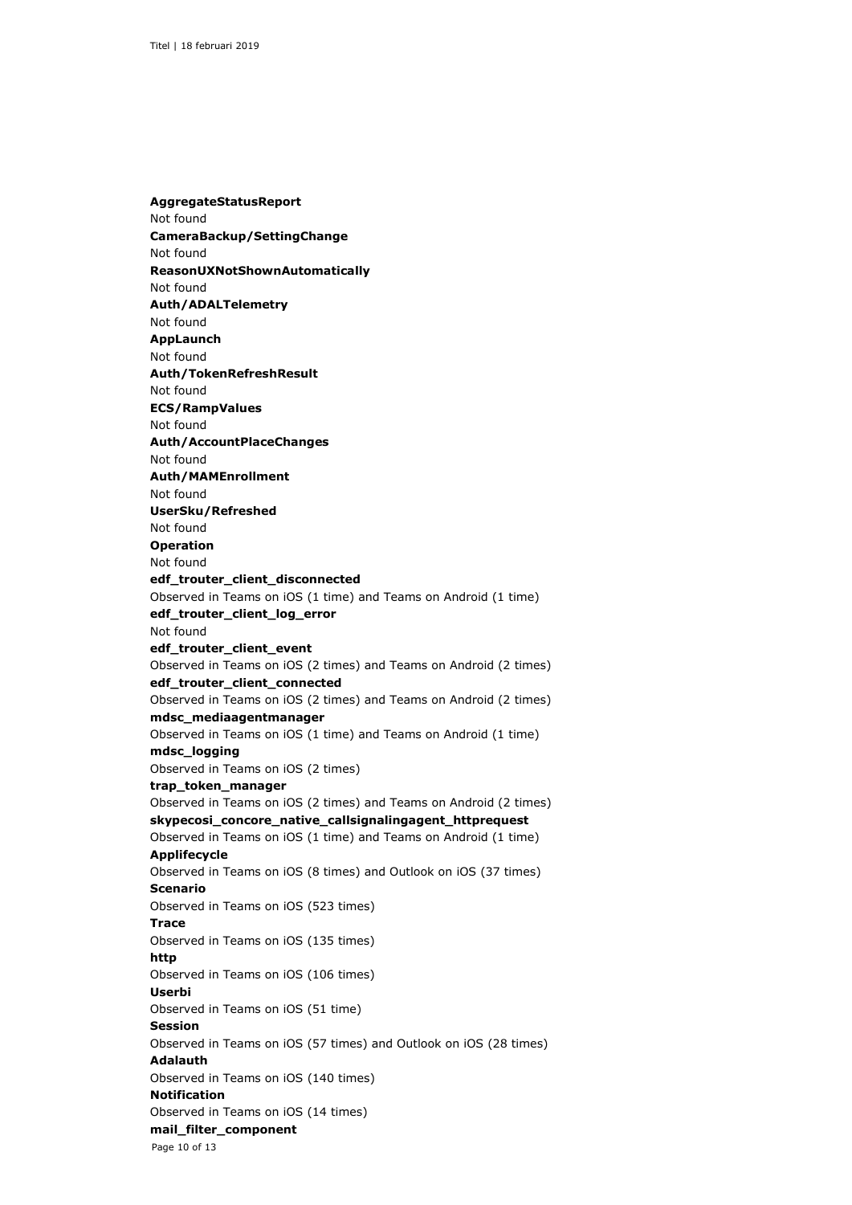**AggregateStatusReport**
Not found
**CameraBackup/SettingChange**
Not found
**ReasonUXNotShownAutomatically**
Not found
**Auth/ADALTelemetry**
Not found
**AppLaunch**
Not found
**Auth/TokenRefreshResult**
Not found
**ECS/RampValues**
Not found
**Auth/AccountPlaceChanges**
Not found
**Auth/MAMEnrollment**
Not found
**UserSku/Refreshed**
Not found
**Operation**
Not found
**edf_trouter_client_disconnected**
Observed in Teams on iOS (1 time) and Teams on Android (1 time)
**edf_trouter_client_log_error**
Not found
**edf_trouter_client_event**
Observed in Teams on iOS (2 times) and Teams on Android (2 times)
**edf_trouter_client_connected**
Observed in Teams on iOS (2 times) and Teams on Android (2 times)
**mdsc_mediaagentmanager**
Observed in Teams on iOS (1 time) and Teams on Android (1 time)
**mdsc_logging**
Observed in Teams on iOS (2 times)
**trap_token_manager**
Observed in Teams on iOS (2 times) and Teams on Android (2 times)
**skypecosi_concore_native_callsignalingagent_httprequest**
Observed in Teams on iOS (1 time) and Teams on Android (1 time)
**Applifecycle**
Observed in Teams on iOS (8 times) and Outlook on iOS (37 times)
**Scenario**
Observed in Teams on iOS (523 times)
**Trace**
Observed in Teams on iOS (135 times)
**http**
Observed in Teams on iOS (106 times)
**Userbi**
Observed in Teams on iOS (51 time)
**Session**
Observed in Teams on iOS (57 times) and Outlook on iOS (28 times)
**Adalauth**
Observed in Teams on iOS (140 times)
**Notification**
Observed in Teams on iOS (14 times)
**mail_filter_component**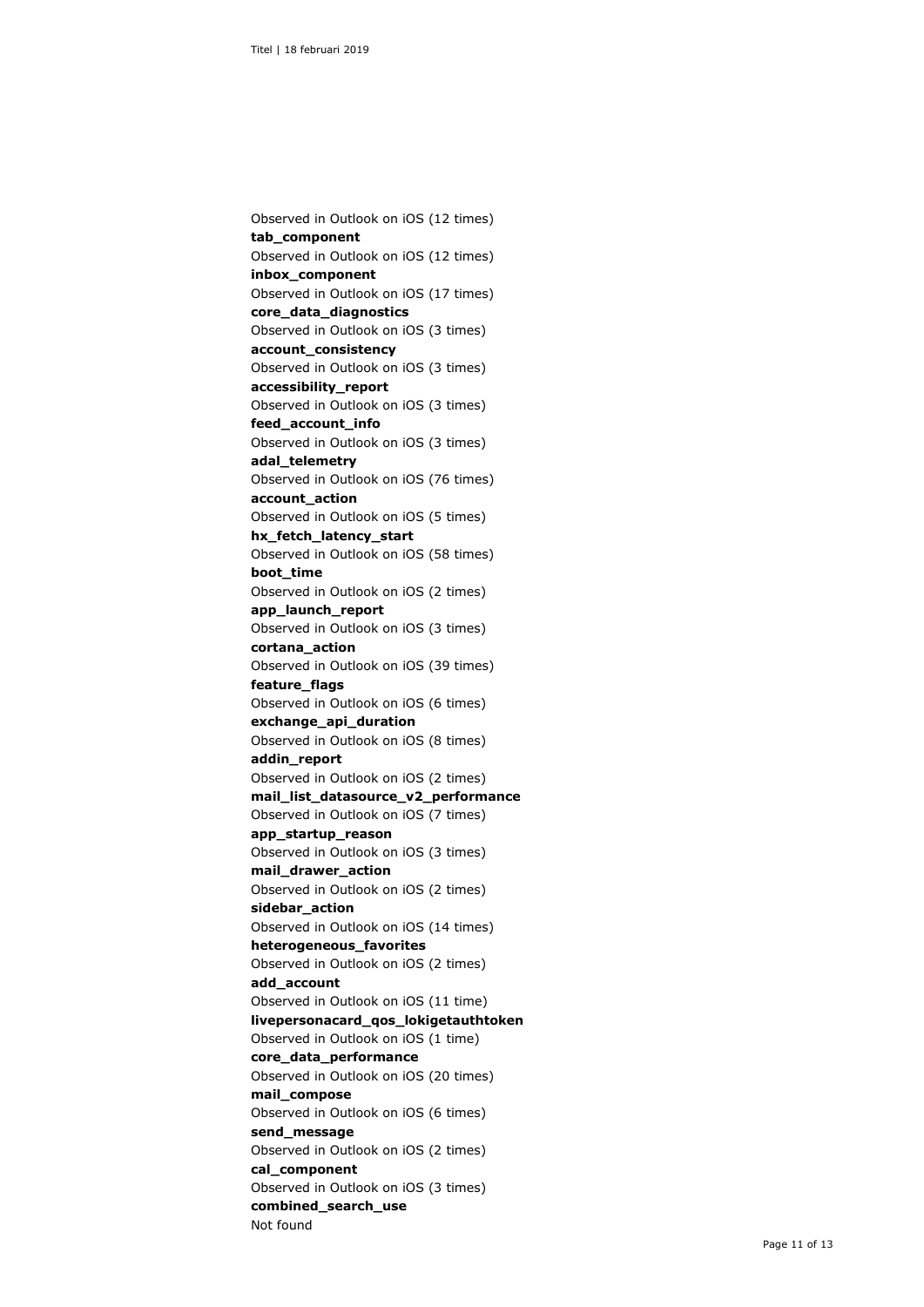Observed in Outlook on iOS (12 times)
**tab_component**
Observed in Outlook on iOS (12 times)
**inbox_component**
Observed in Outlook on iOS (17 times)
**core_data_diagnostics**
Observed in Outlook on iOS (3 times)
**account_consistency**
Observed in Outlook on iOS (3 times)
**accessibility_report**
Observed in Outlook on iOS (3 times)
**feed_account_info**
Observed in Outlook on iOS (3 times)
**adal_telemetry**
Observed in Outlook on iOS (76 times)
**account_action**
Observed in Outlook on iOS (5 times)
**hx_fetch_latency_start**
Observed in Outlook on iOS (58 times)
**boot_time**
Observed in Outlook on iOS (2 times)
**app_launch_report**
Observed in Outlook on iOS (3 times)
**cortana_action**
Observed in Outlook on iOS (39 times)
**feature_flags**
Observed in Outlook on iOS (6 times)
**exchange_api_duration**
Observed in Outlook on iOS (8 times)
**addin_report**
Observed in Outlook on iOS (2 times)
**mail_list_datasource_v2_performance**
Observed in Outlook on iOS (7 times)
**app_startup_reason**
Observed in Outlook on iOS (3 times)
**mail_drawer_action**
Observed in Outlook on iOS (2 times)
**sidebar_action**
Observed in Outlook on iOS (14 times)
**heterogeneous_favorites**
Observed in Outlook on iOS (2 times)
**add_account**
Observed in Outlook on iOS (11 time)
**livepersonacard_qos_lokigetauthtoken**
Observed in Outlook on iOS (1 time)
**core_data_performance**
Observed in Outlook on iOS (20 times)
**mail_compose**
Observed in Outlook on iOS (6 times)
**send_message**
Observed in Outlook on iOS (2 times)
**cal_component**
Observed in Outlook on iOS (3 times)
**combined_search_use**
Not found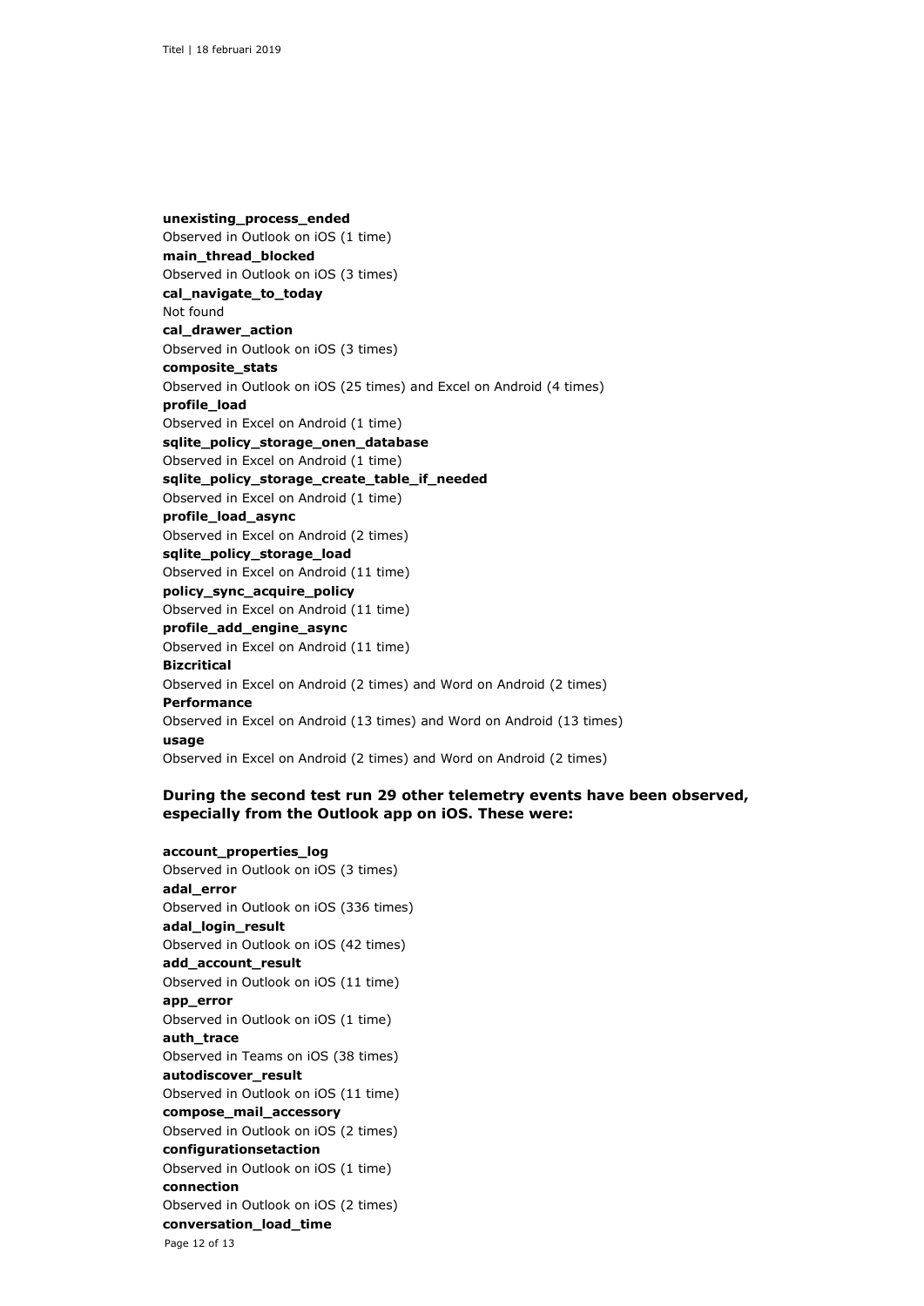**unexisting_process_ended**
Observed in Outlook on iOS (1 time)
**main_thread_blocked**
Observed in Outlook on iOS (3 times)
**cal_navigate_to_today**
Not found
**cal_drawer_action**
Observed in Outlook on iOS (3 times)
**composite_stats**
Observed in Outlook on iOS (25 times) and Excel on Android (4 times)
**profile_load**
Observed in Excel on Android (1 time)
**sqlite_policy_storage_onen_database**
Observed in Excel on Android (1 time)
**sqlite_policy_storage_create_table_if_needed**
Observed in Excel on Android (1 time)
**profile_load_async**
Observed in Excel on Android (2 times)
**sqlite_policy_storage_load**
Observed in Excel on Android (11 time)
**policy_sync_acquire_policy**
Observed in Excel on Android (11 time)
**profile_add_engine_async**
Observed in Excel on Android (11 time)
**Bizcritical**
Observed in Excel on Android (2 times) and Word on Android (2 times)
**Performance**
Observed in Excel on Android (13 times) and Word on Android (13 times)
**usage**
Observed in Excel on Android (2 times) and Word on Android (2 times)

**During the second test run 29 other telemetry events have been observed, especially from the Outlook app on iOS. These were:**

**account_properties_log**
Observed in Outlook on iOS (3 times)
**adal_error**
Observed in Outlook on iOS (336 times)
**adal_login_result**
Observed in Outlook on iOS (42 times)
**add_account_result**
Observed in Outlook on iOS (11 time)
**app_error**
Observed in Outlook on iOS (1 time)
**auth_trace**
Observed in Teams on iOS (38 times)
**autodiscover_result**
Observed in Outlook on iOS (11 time)
**compose_mail_accessory**
Observed in Outlook on iOS (2 times)
**configurationsetaction**
Observed in Outlook on iOS (1 time)
**connection**
Observed in Outlook on iOS (2 times)
**conversation_load_time**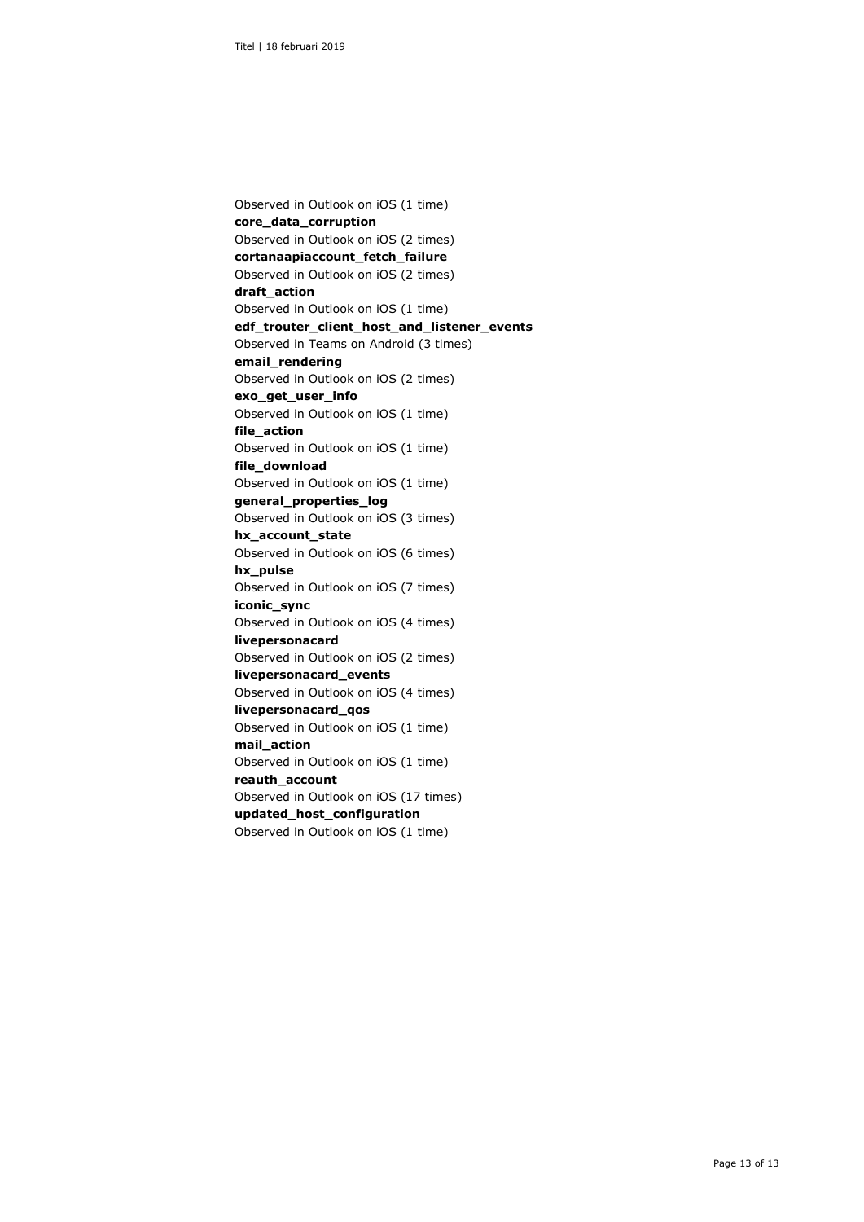Observed in Outlook on iOS (1 time)

**core_data_corruption**

Observed in Outlook on iOS (2 times)

**cortanaapiaccount_fetch_failure**

Observed in Outlook on iOS (2 times)

**draft_action**

Observed in Outlook on iOS (1 time)

**edf_trouter_client_host_and_listener_events**

Observed in Teams on Android (3 times)

**email_rendering**

Observed in Outlook on iOS (2 times)

**exo_get_user_info**

Observed in Outlook on iOS (1 time)

**file_action**

Observed in Outlook on iOS (1 time)

**file_download**

Observed in Outlook on iOS (1 time)

**general_properties_log**

Observed in Outlook on iOS (3 times)

**hx_account_state**

Observed in Outlook on iOS (6 times)

**hx_pulse**

Observed in Outlook on iOS (7 times)

**iconic_sync**

Observed in Outlook on iOS (4 times)

**livepersonacard**

Observed in Outlook on iOS (2 times)

**livepersonacard_events**

Observed in Outlook on iOS (4 times)

**livepersonacard_qos**

Observed in Outlook on iOS (1 time)

**mail_action**

Observed in Outlook on iOS (1 time)

**reauth_account**

Observed in Outlook on iOS (17 times)

**updated_host_configuration**

Observed in Outlook on iOS (1 time)